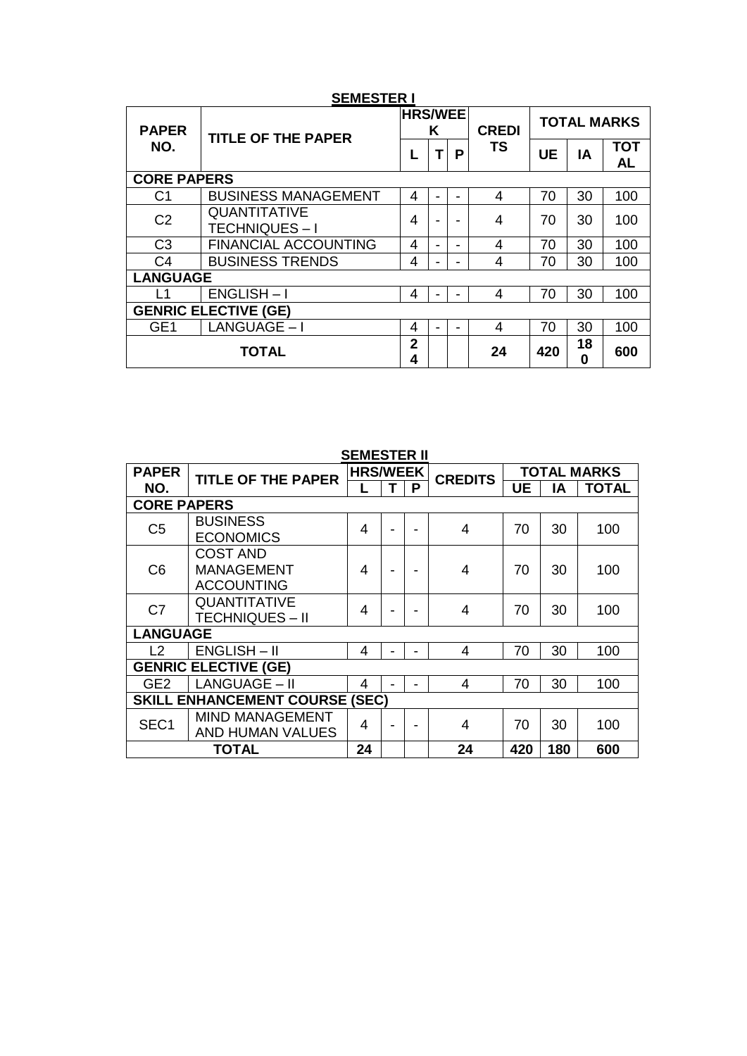## SEMESTER I

| PAPER NO. | TITLE OF THE PAPER | HRS/WEEK | | | CREDITS | TOTAL MARKS | | |
|---|---|---|---|---|---|---|---|---|
| | | L | T | P | | UE | IA | TOTAL |
| **CORE PAPERS** | | | | | | | | |
| C1 | BUSINESS MANAGEMENT | 4 | - | - | 4 | 70 | 30 | 100 |
| C2 | QUANTITATIVE TECHNIQUES – I | 4 | - | - | 4 | 70 | 30 | 100 |
| C3 | FINANCIAL ACCOUNTING | 4 | - | - | 4 | 70 | 30 | 100 |
| C4 | BUSINESS TRENDS | 4 | - | - | 4 | 70 | 30 | 100 |
| **LANGUAGE** | | | | | | | | |
| L1 | ENGLISH – I | 4 | - | - | 4 | 70 | 30 | 100 |
| **GENRIC ELECTIVE (GE)** | | | | | | | | |
| GE1 | LANGUAGE – I | 4 | - | - | 4 | 70 | 30 | 100 |
| **TOTAL** | | **24** | | | **24** | **420** | **180** | **600** |

## SEMESTER II

| PAPER NO. | TITLE OF THE PAPER | HRS/WEEK | | | CREDITS | TOTAL MARKS | | |
|---|---|---|---|---|---|---|---|---|
| | | L | T | P | | UE | IA | TOTAL |
| **CORE PAPERS** | | | | | | | | |
| C5 | BUSINESS ECONOMICS | 4 | - | - | 4 | 70 | 30 | 100 |
| C6 | COST AND MANAGEMENT ACCOUNTING | 4 | - | - | 4 | 70 | 30 | 100 |
| C7 | QUANTITATIVE TECHNIQUES – II | 4 | - | - | 4 | 70 | 30 | 100 |
| **LANGUAGE** | | | | | | | | |
| L2 | ENGLISH – II | 4 | - | - | 4 | 70 | 30 | 100 |
| **GENRIC ELECTIVE (GE)** | | | | | | | | |
| GE2 | LANGUAGE – II | 4 | - | - | 4 | 70 | 30 | 100 |
| **SKILL ENHANCEMENT COURSE (SEC)** | | | | | | | | |
| SEC1 | MIND MANAGEMENT AND HUMAN VALUES | 4 | - | - | 4 | 70 | 30 | 100 |
| **TOTAL** | | **24** | | | **24** | **420** | **180** | **600** |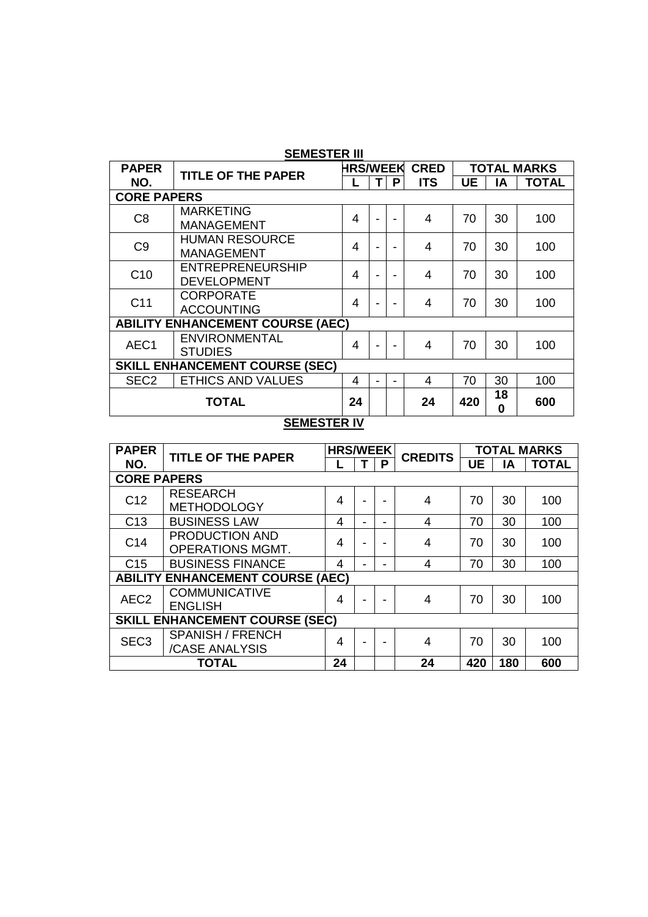## SEMESTER III

| PAPER NO. | TITLE OF THE PAPER | HRS/WEEK | | | CREDITS | TOTAL MARKS | | |
|---|---|---|---|---|---|---|---|---|
| | | L | T | P | | UE | IA | TOTAL |
| **CORE PAPERS** | | | | | | | | |
| C8 | MARKETING MANAGEMENT | 4 | - | - | 4 | 70 | 30 | 100 |
| C9 | HUMAN RESOURCE MANAGEMENT | 4 | - | - | 4 | 70 | 30 | 100 |
| C10 | ENTREPRENEURSHIP DEVELOPMENT | 4 | - | - | 4 | 70 | 30 | 100 |
| C11 | CORPORATE ACCOUNTING | 4 | - | - | 4 | 70 | 30 | 100 |
| **ABILITY ENHANCEMENT COURSE (AEC)** | | | | | | | | |
| AEC1 | ENVIRONMENTAL STUDIES | 4 | - | - | 4 | 70 | 30 | 100 |
| **SKILL ENHANCEMENT COURSE (SEC)** | | | | | | | | |
| SEC2 | ETHICS AND VALUES | 4 | - | - | 4 | 70 | 30 | 100 |
| **TOTAL** | | **24** | | | **24** | **420** | **180** | **600** |

## SEMESTER IV

| PAPER NO. | TITLE OF THE PAPER | HRS/WEEK | | | CREDITS | TOTAL MARKS | | |
|---|---|---|---|---|---|---|---|---|
| | | L | T | P | | UE | IA | TOTAL |
| **CORE PAPERS** | | | | | | | | |
| C12 | RESEARCH METHODOLOGY | 4 | - | - | 4 | 70 | 30 | 100 |
| C13 | BUSINESS LAW | 4 | - | - | 4 | 70 | 30 | 100 |
| C14 | PRODUCTION AND OPERATIONS MGMT. | 4 | - | - | 4 | 70 | 30 | 100 |
| C15 | BUSINESS FINANCE | 4 | - | - | 4 | 70 | 30 | 100 |
| **ABILITY ENHANCEMENT COURSE (AEC)** | | | | | | | | |
| AEC2 | COMMUNICATIVE ENGLISH | 4 | - | - | 4 | 70 | 30 | 100 |
| **SKILL ENHANCEMENT COURSE (SEC)** | | | | | | | | |
| SEC3 | SPANISH / FRENCH /CASE ANALYSIS | 4 | - | - | 4 | 70 | 30 | 100 |
| **TOTAL** | | **24** | | | **24** | **420** | **180** | **600** |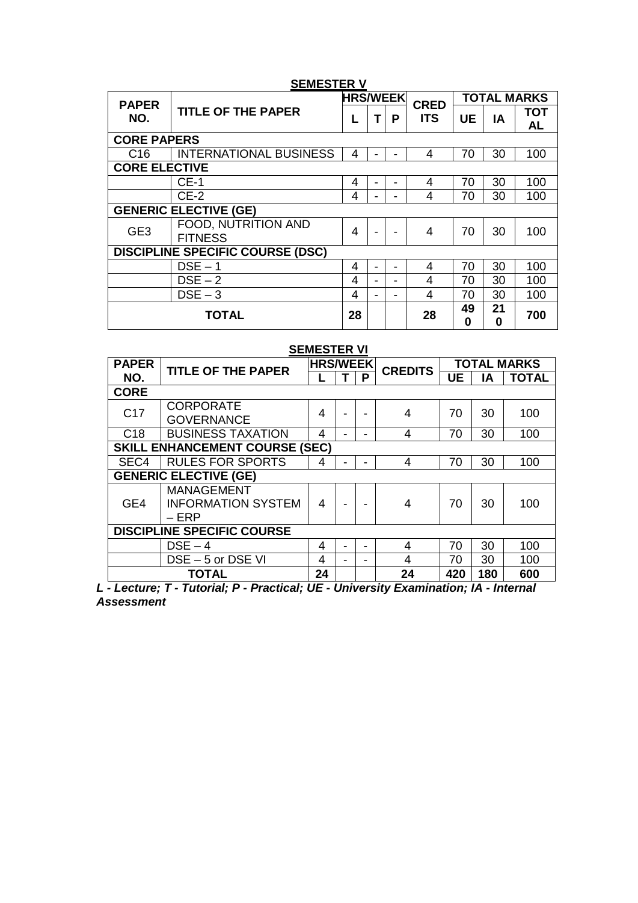## SEMESTER V

| PAPER NO. | TITLE OF THE PAPER | HRS/WEEK | | | CREDITS | TOTAL MARKS | | |
|---|---|---|---|---|---|---|---|---|
| | | L | T | P | | UE | IA | TOTAL |
| **CORE PAPERS** | | | | | | | | |
| C16 | INTERNATIONAL BUSINESS | 4 | - | - | 4 | 70 | 30 | 100 |
| **CORE ELECTIVE** | | | | | | | | |
| | CE-1 | 4 | - | - | 4 | 70 | 30 | 100 |
| | CE-2 | 4 | - | - | 4 | 70 | 30 | 100 |
| **GENERIC ELECTIVE (GE)** | | | | | | | | |
| GE3 | FOOD, NUTRITION AND FITNESS | 4 | - | - | 4 | 70 | 30 | 100 |
| **DISCIPLINE SPECIFIC COURSE (DSC)** | | | | | | | | |
| | DSE – 1 | 4 | - | - | 4 | 70 | 30 | 100 |
| | DSE – 2 | 4 | - | - | 4 | 70 | 30 | 100 |
| | DSE – 3 | 4 | - | - | 4 | 70 | 30 | 100 |
| **TOTAL** | | **28** | | | **28** | **490** | **210** | **700** |

## SEMESTER VI

| PAPER NO. | TITLE OF THE PAPER | HRS/WEEK | | | CREDITS | TOTAL MARKS | | |
|---|---|---|---|---|---|---|---|---|
| | | L | T | P | | UE | IA | TOTAL |
| **CORE** | | | | | | | | |
| C17 | CORPORATE GOVERNANCE | 4 | - | - | 4 | 70 | 30 | 100 |
| C18 | BUSINESS TAXATION | 4 | - | - | 4 | 70 | 30 | 100 |
| **SKILL ENHANCEMENT COURSE (SEC)** | | | | | | | | |
| SEC4 | RULES FOR SPORTS | 4 | - | - | 4 | 70 | 30 | 100 |
| **GENERIC ELECTIVE (GE)** | | | | | | | | |
| GE4 | MANAGEMENT INFORMATION SYSTEM – ERP | 4 | - | - | 4 | 70 | 30 | 100 |
| **DISCIPLINE SPECIFIC COURSE** | | | | | | | | |
| | DSE – 4 | 4 | - | - | 4 | 70 | 30 | 100 |
| | DSE – 5 or DSE VI | 4 | - | - | 4 | 70 | 30 | 100 |
| **TOTAL** | | **24** | | | **24** | **420** | **180** | **600** |

***L - Lecture; T - Tutorial; P - Practical; UE - University Examination; IA - Internal Assessment***